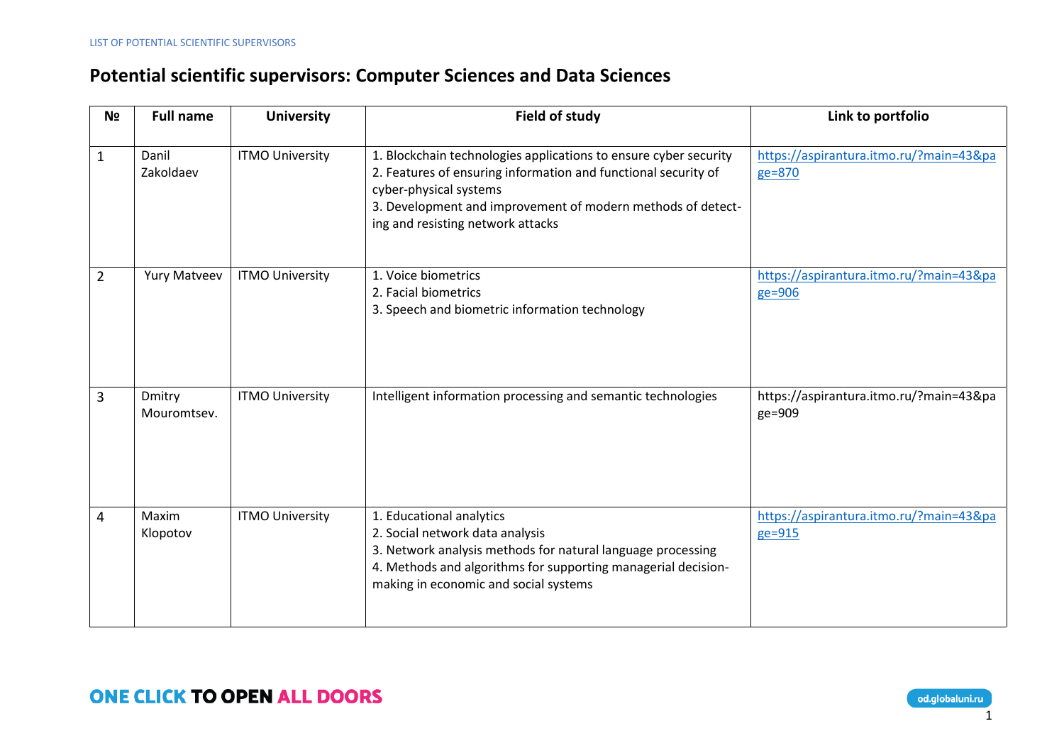# Potential scientific supervisors: Computer Sciences and Data Sciences

| № | Full name | University | Field of study | Link to portfolio |
|---|---|---|---|---|
| 1 | Danil Zakoldaev | ITMO University | 1. Blockchain technologies applications to ensure cyber security<br>2. Features of ensuring information and functional security of cyber-physical systems<br>3. Development and improvement of modern methods of detecting and resisting network attacks | https://aspirantura.itmo.ru/?main=43&page=870 |
| 2 | Yury Matveev | ITMO University | 1. Voice biometrics<br>2. Facial biometrics<br>3. Speech and biometric information technology | https://aspirantura.itmo.ru/?main=43&page=906 |
| 3 | Dmitry Mouromtsev. | ITMO University | Intelligent information processing and semantic technologies | https://aspirantura.itmo.ru/?main=43&page=909 |
| 4 | Maxim Klopotov | ITMO University | 1. Educational analytics<br>2. Social network data analysis<br>3. Network analysis methods for natural language processing<br>4. Methods and algorithms for supporting managerial decision-making in economic and social systems | https://aspirantura.itmo.ru/?main=43&page=915 |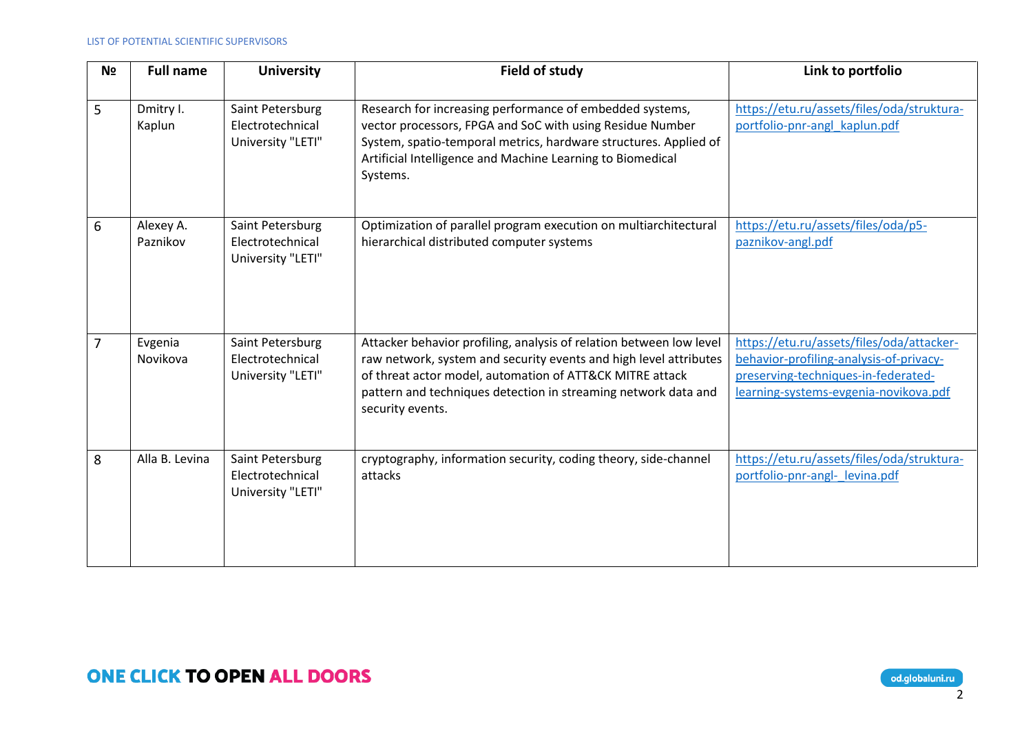| № | Full name | University | Field of study | Link to portfolio |
|---|---|---|---|---|
| 5 | Dmitry I. Kaplun | Saint Petersburg Electrotechnical University "LETI" | Research for increasing performance of embedded systems, vector processors, FPGA and SoC with using Residue Number System, spatio-temporal metrics, hardware structures. Applied of Artificial Intelligence and Machine Learning to Biomedical Systems. | https://etu.ru/assets/files/oda/struktura-portfolio-pnr-angl_kaplun.pdf |
| 6 | Alexey A. Paznikov | Saint Petersburg Electrotechnical University "LETI" | Optimization of parallel program execution on multiarchitectural hierarchical distributed computer systems | https://etu.ru/assets/files/oda/p5-paznikov-angl.pdf |
| 7 | Evgenia Novikova | Saint Petersburg Electrotechnical University "LETI" | Attacker behavior profiling, analysis of relation between low level raw network, system and security events and high level attributes of threat actor model, automation of ATT&CK MITRE attack pattern and techniques detection in streaming network data and security events. | https://etu.ru/assets/files/oda/attacker-behavior-profiling-analysis-of-privacy-preserving-techniques-in-federated-learning-systems-evgenia-novikova.pdf |
| 8 | Alla B. Levina | Saint Petersburg Electrotechnical University "LETI" | cryptography, information security, coding theory, side-channel attacks | https://etu.ru/assets/files/oda/struktura-portfolio-pnr-angl-_levina.pdf |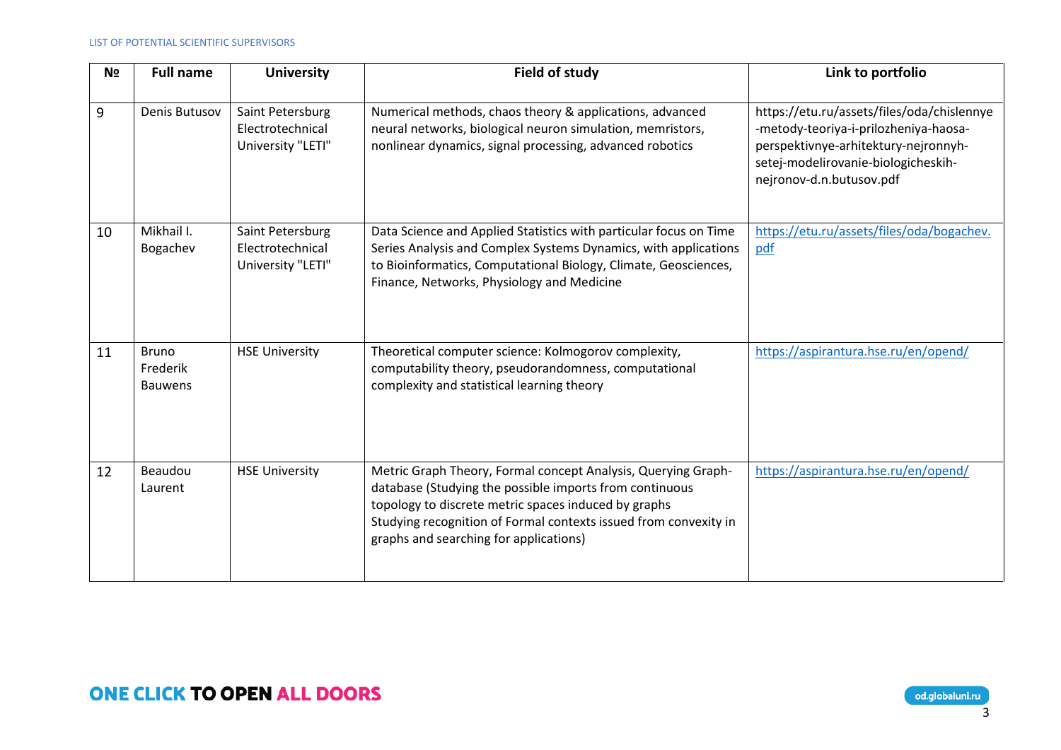| № | Full name | University | Field of study | Link to portfolio |
|---|---|---|---|---|
| 9 | Denis Butusov | Saint Petersburg Electrotechnical University "LETI" | Numerical methods, chaos theory & applications, advanced neural networks, biological neuron simulation, memristors, nonlinear dynamics, signal processing, advanced robotics | https://etu.ru/assets/files/oda/chislennye-metody-teoriya-i-prilozheniya-haosa-perspektivnye-arhitektury-nejronnyh-setej-modelirovanie-biologicheskih-nejronov-d.n.butusov.pdf |
| 10 | Mikhail I. Bogachev | Saint Petersburg Electrotechnical University "LETI" | Data Science and Applied Statistics with particular focus on Time Series Analysis and Complex Systems Dynamics, with applications to Bioinformatics, Computational Biology, Climate, Geosciences, Finance, Networks, Physiology and Medicine | https://etu.ru/assets/files/oda/bogachev.pdf |
| 11 | Bruno Frederik Bauwens | HSE University | Theoretical computer science: Kolmogorov complexity, computability theory, pseudorandomness, computational complexity and statistical learning theory | https://aspirantura.hse.ru/en/opend/ |
| 12 | Beaudou Laurent | HSE University | Metric Graph Theory, Formal concept Analysis, Querying Graph-database (Studying the possible imports from continuous topology to discrete metric spaces induced by graphs Studying recognition of Formal contexts issued from convexity in graphs and searching for applications) | https://aspirantura.hse.ru/en/opend/ |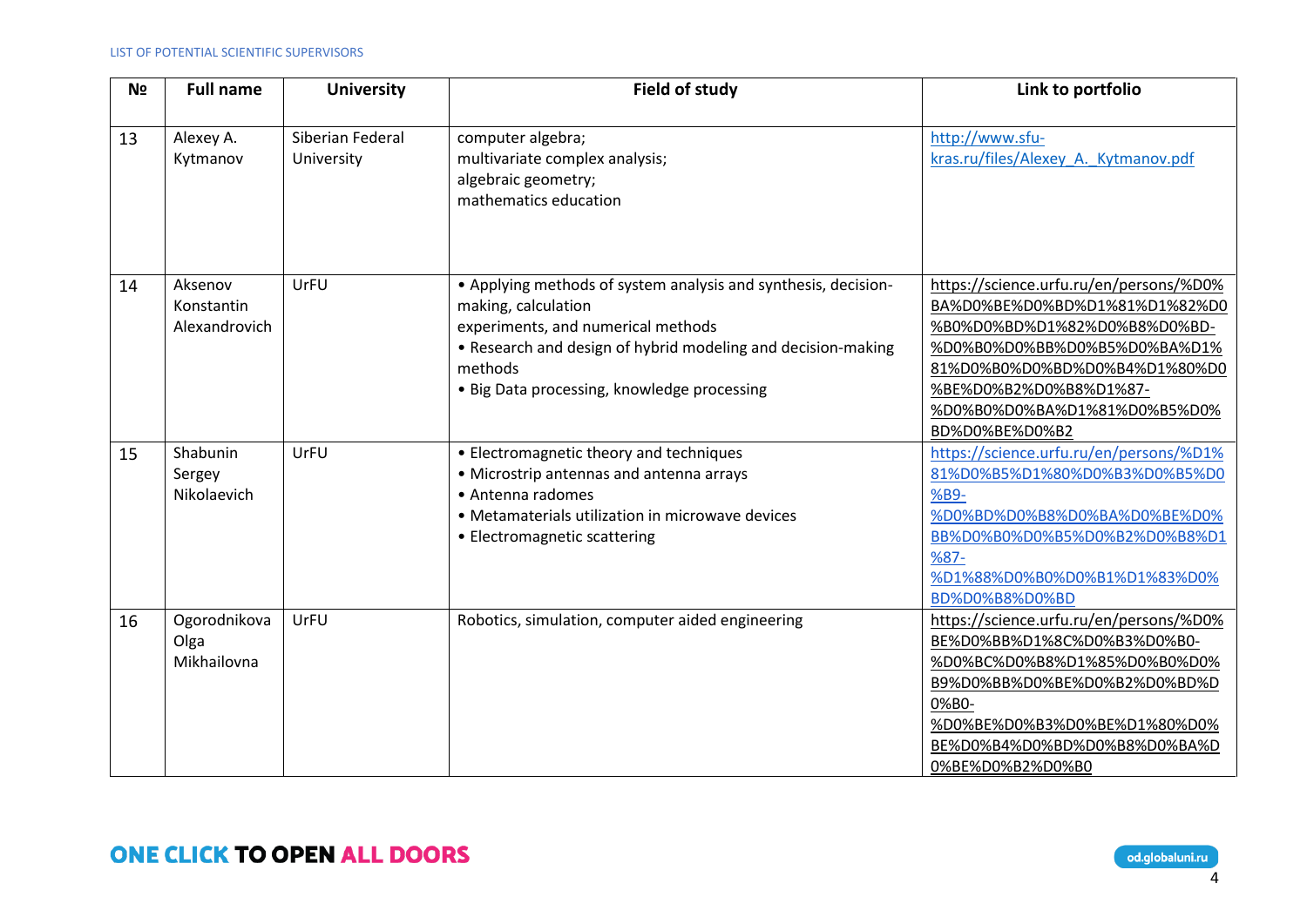| № | Full name | University | Field of study | Link to portfolio |
|---|---|---|---|---|
| 13 | Alexey A. Kytmanov | Siberian Federal University | computer algebra;<br>multivariate complex analysis;<br>algebraic geometry;<br>mathematics education | http://www.sfu-kras.ru/files/Alexey_A._Kytmanov.pdf |
| 14 | Aksenov Konstantin Alexandrovich | UrFU | • Applying methods of system analysis and synthesis, decision-making, calculation experiments, and numerical methods<br>• Research and design of hybrid modeling and decision-making methods<br>• Big Data processing, knowledge processing | https://science.urfu.ru/en/persons/%D0%BA%D0%BE%D0%BD%D1%81%D1%82%D0%B0%D0%BD%D1%82%D0%B8%D0%BD-%D0%B0%D0%BB%D0%B5%D0%BA%D1%81%D0%B0%D0%BD%D0%B4%D1%80%D0%BE%D0%B2%D0%B8%D1%87-%D0%B0%D0%BA%D1%81%D0%B5%D0%BD%D0%BE%D0%B2 |
| 15 | Shabunin Sergey Nikolaevich | UrFU | • Electromagnetic theory and techniques<br>• Microstrip antennas and antenna arrays<br>• Antenna radomes<br>• Metamaterials utilization in microwave devices<br>• Electromagnetic scattering | https://science.urfu.ru/en/persons/%D1%81%D0%B5%D1%80%D0%B3%D0%B5%D0%B9-%D0%BD%D0%B8%D0%BA%D0%BE%D0%BB%D0%B0%D0%B5%D0%B2%D0%B8%D1%87-%D1%88%D0%B0%D0%B1%D1%83%D0%BD%D0%B8%D0%BD |
| 16 | Ogorodnikova Olga Mikhailovna | UrFU | Robotics, simulation, computer aided engineering | https://science.urfu.ru/en/persons/%D0%BE%D0%BB%D1%8C%D0%B3%D0%B0-%D0%BC%D0%B8%D1%85%D0%B0%D0%B9%D0%BB%D0%BE%D0%B2%D0%BD%D0%B0-%D0%BE%D0%B3%D0%BE%D1%80%D0%BE%D0%B4%D0%BD%D0%B8%D0%BA%D0%BE%D0%B2%D0%B0 |

**ONE CLICK TO OPEN ALL DOORS**

od.globaluni.ru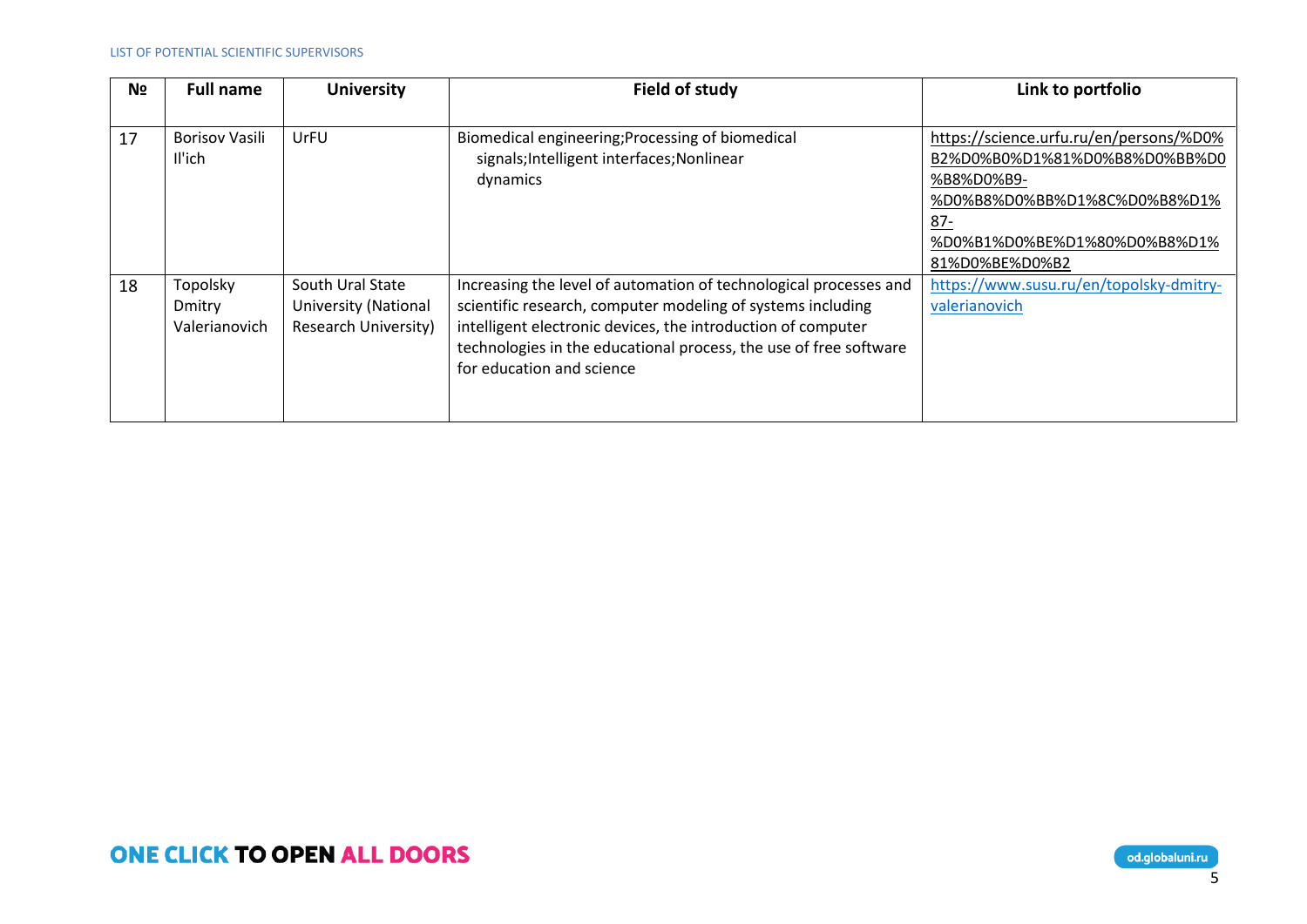| № | Full name | University | Field of study | Link to portfolio |
|---|---|---|---|---|
| 17 | Borisov Vasili Il'ich | UrFU | Biomedical engineering;Processing of biomedical signals;Intelligent interfaces;Nonlinear dynamics | https://science.urfu.ru/en/persons/%D0%B2%D0%B0%D1%81%D0%B8%D0%BB%D0%B8%D0%B9-%D0%B8%D0%BB%D1%8C%D0%B8%D1%87-%D0%B1%D0%BE%D1%80%D0%B8%D1%81%D0%BE%D0%B2 |
| 18 | Topolsky Dmitry Valerianovich | South Ural State University (National Research University) | Increasing the level of automation of technological processes and scientific research, computer modeling of systems including intelligent electronic devices, the introduction of computer technologies in the educational process, the use of free software for education and science | https://www.susu.ru/en/topolsky-dmitry-valerianovich |